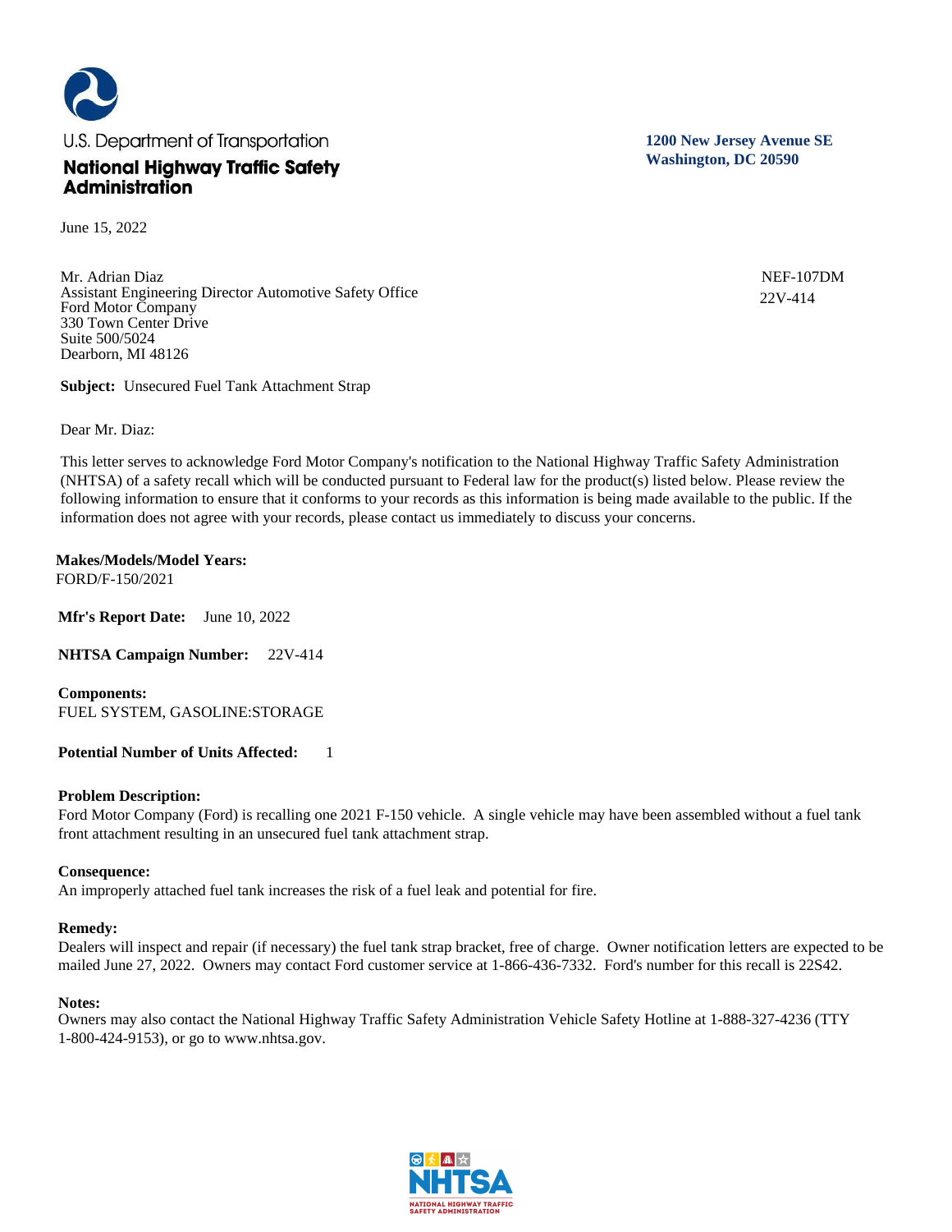U.S. Department of Transportation

**National Highway Traffic Safety Administration**

**1200 New Jersey Avenue SE**
**Washington, DC 20590**

June 15, 2022

Mr. Adrian Diaz
Assistant Engineering Director Automotive Safety Office
Ford Motor Company
330 Town Center Drive
Suite 500/5024
Dearborn, MI 48126

NEF-107DM
22V-414

**Subject:** Unsecured Fuel Tank Attachment Strap

Dear Mr. Diaz:

This letter serves to acknowledge Ford Motor Company's notification to the National Highway Traffic Safety Administration (NHTSA) of a safety recall which will be conducted pursuant to Federal law for the product(s) listed below. Please review the following information to ensure that it conforms to your records as this information is being made available to the public. If the information does not agree with your records, please contact us immediately to discuss your concerns.

**Makes/Models/Model Years:**
FORD/F-150/2021

**Mfr's Report Date:** June 10, 2022

**NHTSA Campaign Number:** 22V-414

**Components:**
FUEL SYSTEM, GASOLINE:STORAGE

**Potential Number of Units Affected:** 1

**Problem Description:**
Ford Motor Company (Ford) is recalling one 2021 F-150 vehicle. A single vehicle may have been assembled without a fuel tank front attachment resulting in an unsecured fuel tank attachment strap.

**Consequence:**
An improperly attached fuel tank increases the risk of a fuel leak and potential for fire.

**Remedy:**
Dealers will inspect and repair (if necessary) the fuel tank strap bracket, free of charge. Owner notification letters are expected to be mailed June 27, 2022. Owners may contact Ford customer service at 1-866-436-7332. Ford's number for this recall is 22S42.

**Notes:**
Owners may also contact the National Highway Traffic Safety Administration Vehicle Safety Hotline at 1-888-327-4236 (TTY 1-800-424-9153), or go to www.nhtsa.gov.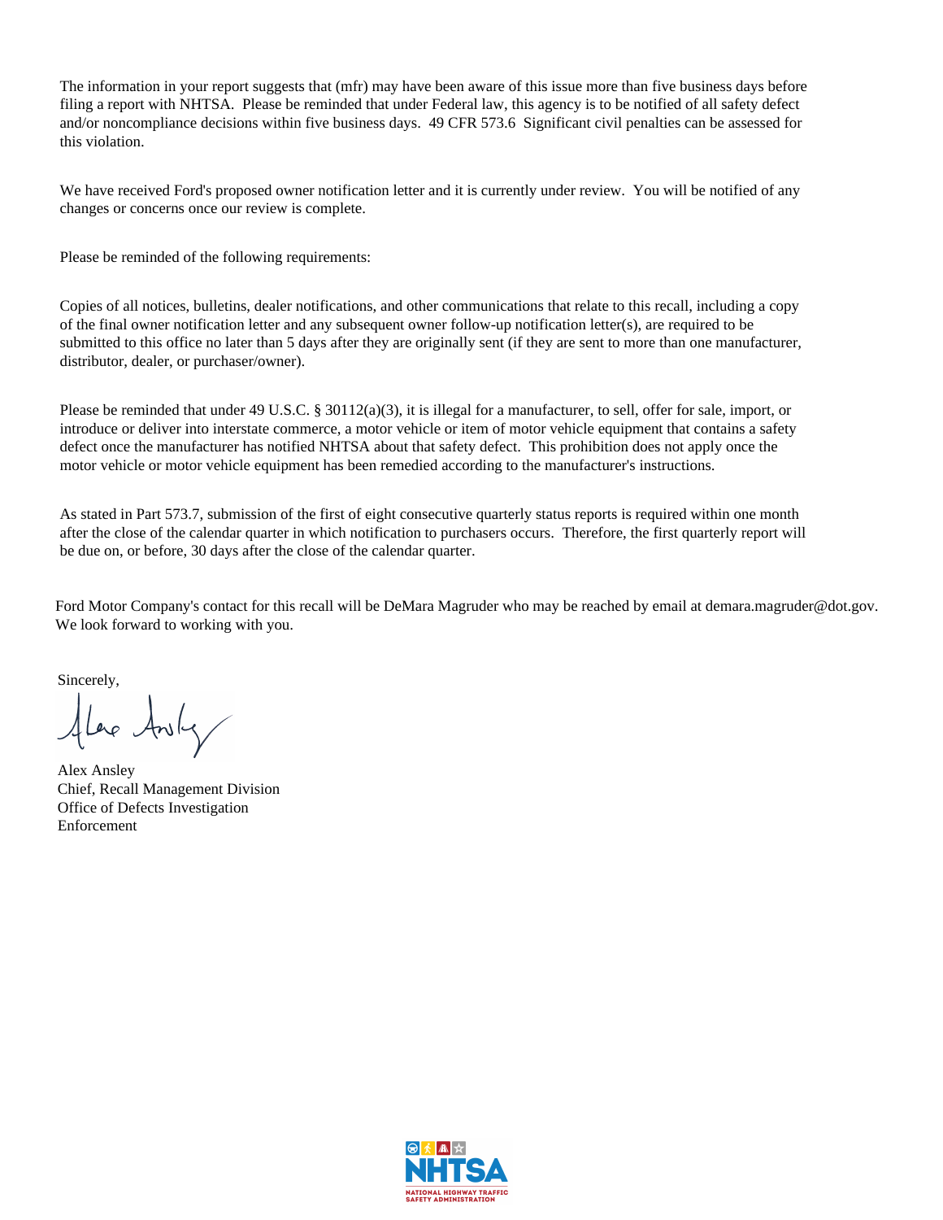The information in your report suggests that (mfr) may have been aware of this issue more than five business days before filing a report with NHTSA. Please be reminded that under Federal law, this agency is to be notified of all safety defect and/or noncompliance decisions within five business days. 49 CFR 573.6 Significant civil penalties can be assessed for this violation.

We have received Ford's proposed owner notification letter and it is currently under review. You will be notified of any changes or concerns once our review is complete.

Please be reminded of the following requirements:

Copies of all notices, bulletins, dealer notifications, and other communications that relate to this recall, including a copy of the final owner notification letter and any subsequent owner follow-up notification letter(s), are required to be submitted to this office no later than 5 days after they are originally sent (if they are sent to more than one manufacturer, distributor, dealer, or purchaser/owner).

Please be reminded that under 49 U.S.C. § 30112(a)(3), it is illegal for a manufacturer, to sell, offer for sale, import, or introduce or deliver into interstate commerce, a motor vehicle or item of motor vehicle equipment that contains a safety defect once the manufacturer has notified NHTSA about that safety defect. This prohibition does not apply once the motor vehicle or motor vehicle equipment has been remedied according to the manufacturer's instructions.

As stated in Part 573.7, submission of the first of eight consecutive quarterly status reports is required within one month after the close of the calendar quarter in which notification to purchasers occurs. Therefore, the first quarterly report will be due on, or before, 30 days after the close of the calendar quarter.

Ford Motor Company's contact for this recall will be DeMara Magruder who may be reached by email at demara.magruder@dot.gov. We look forward to working with you.

Sincerely,

Alex Ansley
Chief, Recall Management Division
Office of Defects Investigation
Enforcement

NHTSA
NATIONAL HIGHWAY TRAFFIC SAFETY ADMINISTRATION